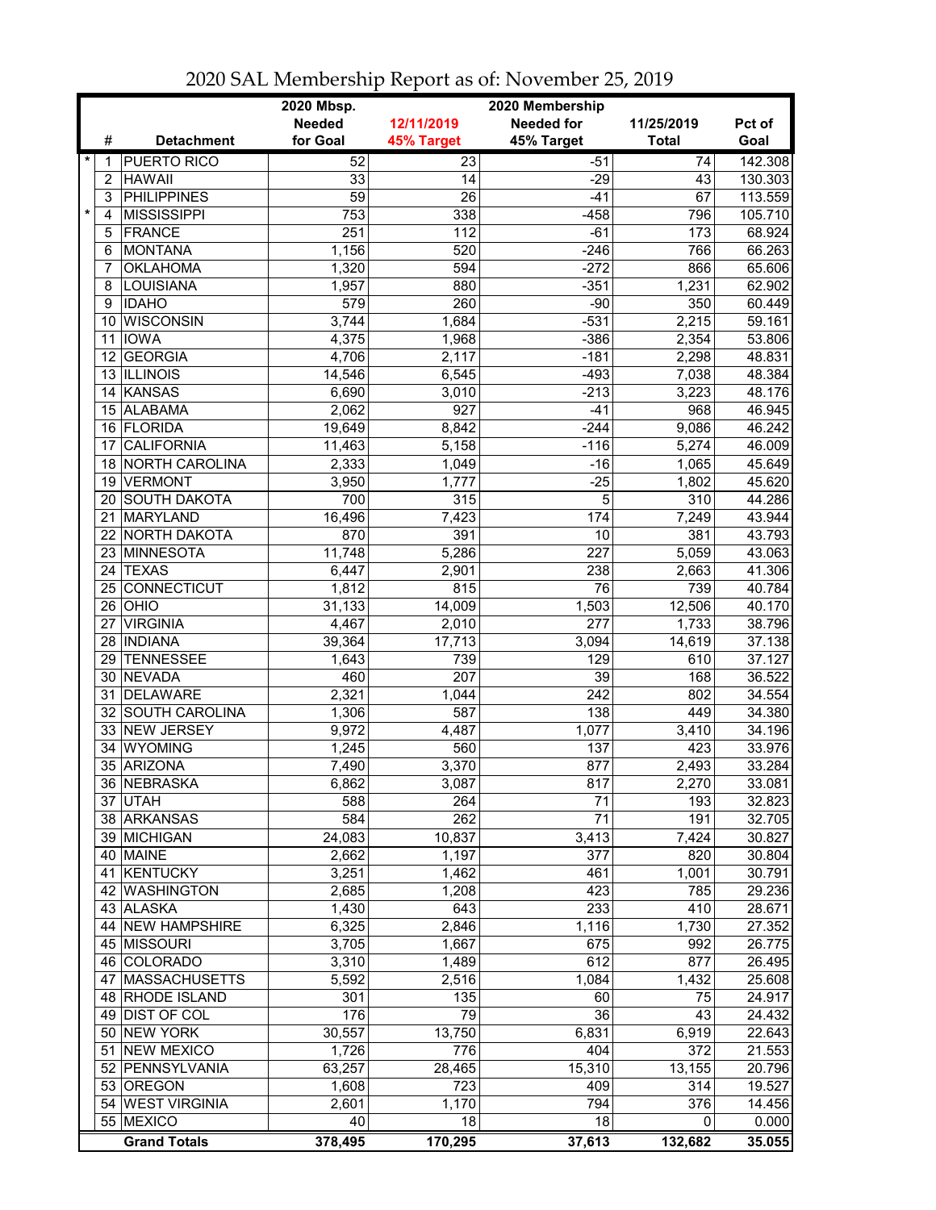# 2020 SAL Membership Report as of: November 25, 2019

| | # | Detachment | 2020 Mbsp. Needed for Goal | 12/11/2019 45% Target | 2020 Membership Needed for 45% Target | 11/25/2019 Total | Pct of Goal |
|---|---|---|---|---|---|---|---|
| * | 1 | PUERTO RICO | 52 | 23 | -51 | 74 | 142.308 |
| | 2 | HAWAII | 33 | 14 | -29 | 43 | 130.303 |
| | 3 | PHILIPPINES | 59 | 26 | -41 | 67 | 113.559 |
| * | 4 | MISSISSIPPI | 753 | 338 | -458 | 796 | 105.710 |
| | 5 | FRANCE | 251 | 112 | -61 | 173 | 68.924 |
| | 6 | MONTANA | 1,156 | 520 | -246 | 766 | 66.263 |
| | 7 | OKLAHOMA | 1,320 | 594 | -272 | 866 | 65.606 |
| | 8 | LOUISIANA | 1,957 | 880 | -351 | 1,231 | 62.902 |
| | 9 | IDAHO | 579 | 260 | -90 | 350 | 60.449 |
| | 10 | WISCONSIN | 3,744 | 1,684 | -531 | 2,215 | 59.161 |
| | 11 | IOWA | 4,375 | 1,968 | -386 | 2,354 | 53.806 |
| | 12 | GEORGIA | 4,706 | 2,117 | -181 | 2,298 | 48.831 |
| | 13 | ILLINOIS | 14,546 | 6,545 | -493 | 7,038 | 48.384 |
| | 14 | KANSAS | 6,690 | 3,010 | -213 | 3,223 | 48.176 |
| | 15 | ALABAMA | 2,062 | 927 | -41 | 968 | 46.945 |
| | 16 | FLORIDA | 19,649 | 8,842 | -244 | 9,086 | 46.242 |
| | 17 | CALIFORNIA | 11,463 | 5,158 | -116 | 5,274 | 46.009 |
| | 18 | NORTH CAROLINA | 2,333 | 1,049 | -16 | 1,065 | 45.649 |
| | 19 | VERMONT | 3,950 | 1,777 | -25 | 1,802 | 45.620 |
| | 20 | SOUTH DAKOTA | 700 | 315 | 5 | 310 | 44.286 |
| | 21 | MARYLAND | 16,496 | 7,423 | 174 | 7,249 | 43.944 |
| | 22 | NORTH DAKOTA | 870 | 391 | 10 | 381 | 43.793 |
| | 23 | MINNESOTA | 11,748 | 5,286 | 227 | 5,059 | 43.063 |
| | 24 | TEXAS | 6,447 | 2,901 | 238 | 2,663 | 41.306 |
| | 25 | CONNECTICUT | 1,812 | 815 | 76 | 739 | 40.784 |
| | 26 | OHIO | 31,133 | 14,009 | 1,503 | 12,506 | 40.170 |
| | 27 | VIRGINIA | 4,467 | 2,010 | 277 | 1,733 | 38.796 |
| | 28 | INDIANA | 39,364 | 17,713 | 3,094 | 14,619 | 37.138 |
| | 29 | TENNESSEE | 1,643 | 739 | 129 | 610 | 37.127 |
| | 30 | NEVADA | 460 | 207 | 39 | 168 | 36.522 |
| | 31 | DELAWARE | 2,321 | 1,044 | 242 | 802 | 34.554 |
| | 32 | SOUTH CAROLINA | 1,306 | 587 | 138 | 449 | 34.380 |
| | 33 | NEW JERSEY | 9,972 | 4,487 | 1,077 | 3,410 | 34.196 |
| | 34 | WYOMING | 1,245 | 560 | 137 | 423 | 33.976 |
| | 35 | ARIZONA | 7,490 | 3,370 | 877 | 2,493 | 33.284 |
| | 36 | NEBRASKA | 6,862 | 3,087 | 817 | 2,270 | 33.081 |
| | 37 | UTAH | 588 | 264 | 71 | 193 | 32.823 |
| | 38 | ARKANSAS | 584 | 262 | 71 | 191 | 32.705 |
| | 39 | MICHIGAN | 24,083 | 10,837 | 3,413 | 7,424 | 30.827 |
| | 40 | MAINE | 2,662 | 1,197 | 377 | 820 | 30.804 |
| | 41 | KENTUCKY | 3,251 | 1,462 | 461 | 1,001 | 30.791 |
| | 42 | WASHINGTON | 2,685 | 1,208 | 423 | 785 | 29.236 |
| | 43 | ALASKA | 1,430 | 643 | 233 | 410 | 28.671 |
| | 44 | NEW HAMPSHIRE | 6,325 | 2,846 | 1,116 | 1,730 | 27.352 |
| | 45 | MISSOURI | 3,705 | 1,667 | 675 | 992 | 26.775 |
| | 46 | COLORADO | 3,310 | 1,489 | 612 | 877 | 26.495 |
| | 47 | MASSACHUSETTS | 5,592 | 2,516 | 1,084 | 1,432 | 25.608 |
| | 48 | RHODE ISLAND | 301 | 135 | 60 | 75 | 24.917 |
| | 49 | DIST OF COL | 176 | 79 | 36 | 43 | 24.432 |
| | 50 | NEW YORK | 30,557 | 13,750 | 6,831 | 6,919 | 22.643 |
| | 51 | NEW MEXICO | 1,726 | 776 | 404 | 372 | 21.553 |
| | 52 | PENNSYLVANIA | 63,257 | 28,465 | 15,310 | 13,155 | 20.796 |
| | 53 | OREGON | 1,608 | 723 | 409 | 314 | 19.527 |
| | 54 | WEST VIRGINIA | 2,601 | 1,170 | 794 | 376 | 14.456 |
| | 55 | MEXICO | 40 | 18 | 18 | 0 | 0.000 |
| | | **Grand Totals** | **378,495** | **170,295** | **37,613** | **132,682** | **35.055** |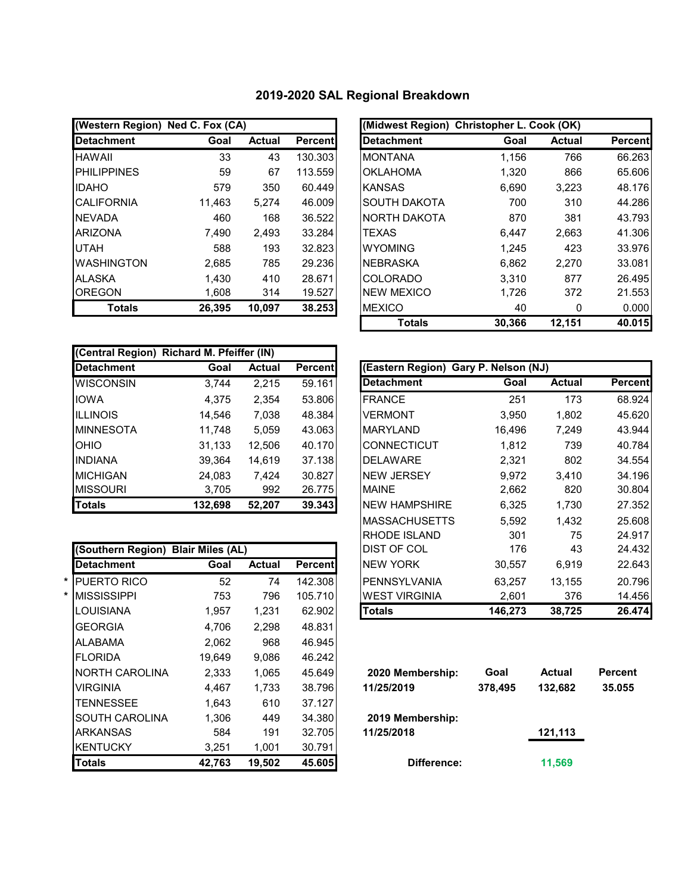# 2019-2020 SAL Regional Breakdown

| (Western Region) Ned C. Fox (CA) | | | |
|---|---|---|---|
| **Detachment** | **Goal** | **Actual** | **Percent** |
| HAWAII | 33 | 43 | 130.303 |
| PHILIPPINES | 59 | 67 | 113.559 |
| IDAHO | 579 | 350 | 60.449 |
| CALIFORNIA | 11,463 | 5,274 | 46.009 |
| NEVADA | 460 | 168 | 36.522 |
| ARIZONA | 7,490 | 2,493 | 33.284 |
| UTAH | 588 | 193 | 32.823 |
| WASHINGTON | 2,685 | 785 | 29.236 |
| ALASKA | 1,430 | 410 | 28.671 |
| OREGON | 1,608 | 314 | 19.527 |
| **Totals** | **26,395** | **10,097** | **38.253** |

| (Midwest Region) Christopher L. Cook (OK) | | | |
|---|---|---|---|
| **Detachment** | **Goal** | **Actual** | **Percent** |
| MONTANA | 1,156 | 766 | 66.263 |
| OKLAHOMA | 1,320 | 866 | 65.606 |
| KANSAS | 6,690 | 3,223 | 48.176 |
| SOUTH DAKOTA | 700 | 310 | 44.286 |
| NORTH DAKOTA | 870 | 381 | 43.793 |
| TEXAS | 6,447 | 2,663 | 41.306 |
| WYOMING | 1,245 | 423 | 33.976 |
| NEBRASKA | 6,862 | 2,270 | 33.081 |
| COLORADO | 3,310 | 877 | 26.495 |
| NEW MEXICO | 1,726 | 372 | 21.553 |
| MEXICO | 40 | 0 | 0.000 |
| **Totals** | **30,366** | **12,151** | **40.015** |

| (Central Region) Richard M. Pfeiffer (IN) | | | |
|---|---|---|---|
| **Detachment** | **Goal** | **Actual** | **Percent** |
| WISCONSIN | 3,744 | 2,215 | 59.161 |
| IOWA | 4,375 | 2,354 | 53.806 |
| ILLINOIS | 14,546 | 7,038 | 48.384 |
| MINNESOTA | 11,748 | 5,059 | 43.063 |
| OHIO | 31,133 | 12,506 | 40.170 |
| INDIANA | 39,364 | 14,619 | 37.138 |
| MICHIGAN | 24,083 | 7,424 | 30.827 |
| MISSOURI | 3,705 | 992 | 26.775 |
| **Totals** | **132,698** | **52,207** | **39.343** |

| (Eastern Region) Gary P. Nelson (NJ) | | | |
|---|---|---|---|
| **Detachment** | **Goal** | **Actual** | **Percent** |
| FRANCE | 251 | 173 | 68.924 |
| VERMONT | 3,950 | 1,802 | 45.620 |
| MARYLAND | 16,496 | 7,249 | 43.944 |
| CONNECTICUT | 1,812 | 739 | 40.784 |
| DELAWARE | 2,321 | 802 | 34.554 |
| NEW JERSEY | 9,972 | 3,410 | 34.196 |
| MAINE | 2,662 | 820 | 30.804 |
| NEW HAMPSHIRE | 6,325 | 1,730 | 27.352 |
| MASSACHUSETTS | 5,592 | 1,432 | 25.608 |
| RHODE ISLAND | 301 | 75 | 24.917 |
| DIST OF COL | 176 | 43 | 24.432 |
| NEW YORK | 30,557 | 6,919 | 22.643 |
| PENNSYLVANIA | 63,257 | 13,155 | 20.796 |
| WEST VIRGINIA | 2,601 | 376 | 14.456 |
| **Totals** | **146,273** | **38,725** | **26.474** |

| (Southern Region) Blair Miles (AL) | | | |
|---|---|---|---|
| **Detachment** | **Goal** | **Actual** | **Percent** |
| * PUERTO RICO | 52 | 74 | 142.308 |
| * MISSISSIPPI | 753 | 796 | 105.710 |
| LOUISIANA | 1,957 | 1,231 | 62.902 |
| GEORGIA | 4,706 | 2,298 | 48.831 |
| ALABAMA | 2,062 | 968 | 46.945 |
| FLORIDA | 19,649 | 9,086 | 46.242 |
| NORTH CAROLINA | 2,333 | 1,065 | 45.649 |
| VIRGINIA | 4,467 | 1,733 | 38.796 |
| TENNESSEE | 1,643 | 610 | 37.127 |
| SOUTH CAROLINA | 1,306 | 449 | 34.380 |
| ARKANSAS | 584 | 191 | 32.705 |
| KENTUCKY | 3,251 | 1,001 | 30.791 |
| **Totals** | **42,763** | **19,502** | **45.605** |

| | **Goal** | **Actual** | **Percent** |
|---|---|---|---|
| **2020 Membership: 11/25/2019** | **378,495** | **132,682** | **35.055** |
| **2019 Membership: 11/25/2018** | | **121,113** | |
| **Difference:** | | **11,569** | |